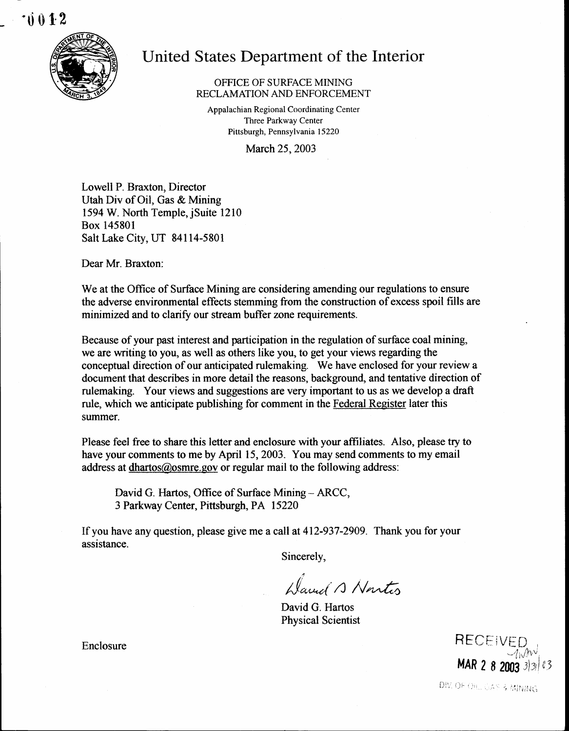0012

# United States Department of the Interior

OFFICE OF SURFACE MINING
RECLAMATION AND ENFORCEMENT

Appalachian Regional Coordinating Center
Three Parkway Center
Pittsburgh, Pennsylvania 15220

March 25, 2003

Lowell P. Braxton, Director
Utah Div of Oil, Gas & Mining
1594 W. North Temple, jSuite 1210
Box 145801
Salt Lake City, UT 84114-5801

Dear Mr. Braxton:

We at the Office of Surface Mining are considering amending our regulations to ensure the adverse environmental effects stemming from the construction of excess spoil fills are minimized and to clarify our stream buffer zone requirements.

Because of your past interest and participation in the regulation of surface coal mining, we are writing to you, as well as others like you, to get your views regarding the conceptual direction of our anticipated rulemaking. We have enclosed for your review a document that describes in more detail the reasons, background, and tentative direction of rulemaking. Your views and suggestions are very important to us as we develop a draft rule, which we anticipate publishing for comment in the Federal Register later this summer.

Please feel free to share this letter and enclosure with your affiliates. Also, please try to have your comments to me by April 15, 2003. You may send comments to my email address at dhartos@osmre.gov or regular mail to the following address:

> David G. Hartos, Office of Surface Mining – ARCC,
> 3 Parkway Center, Pittsburgh, PA 15220

If you have any question, please give me a call at 412-937-2909. Thank you for your assistance.

Sincerely,

David G. Hartos

David G. Hartos
Physical Scientist

Enclosure

RECEIVED
MAR 2 8 2003 3/31/03
DIV. OF OIL, GAS & MINING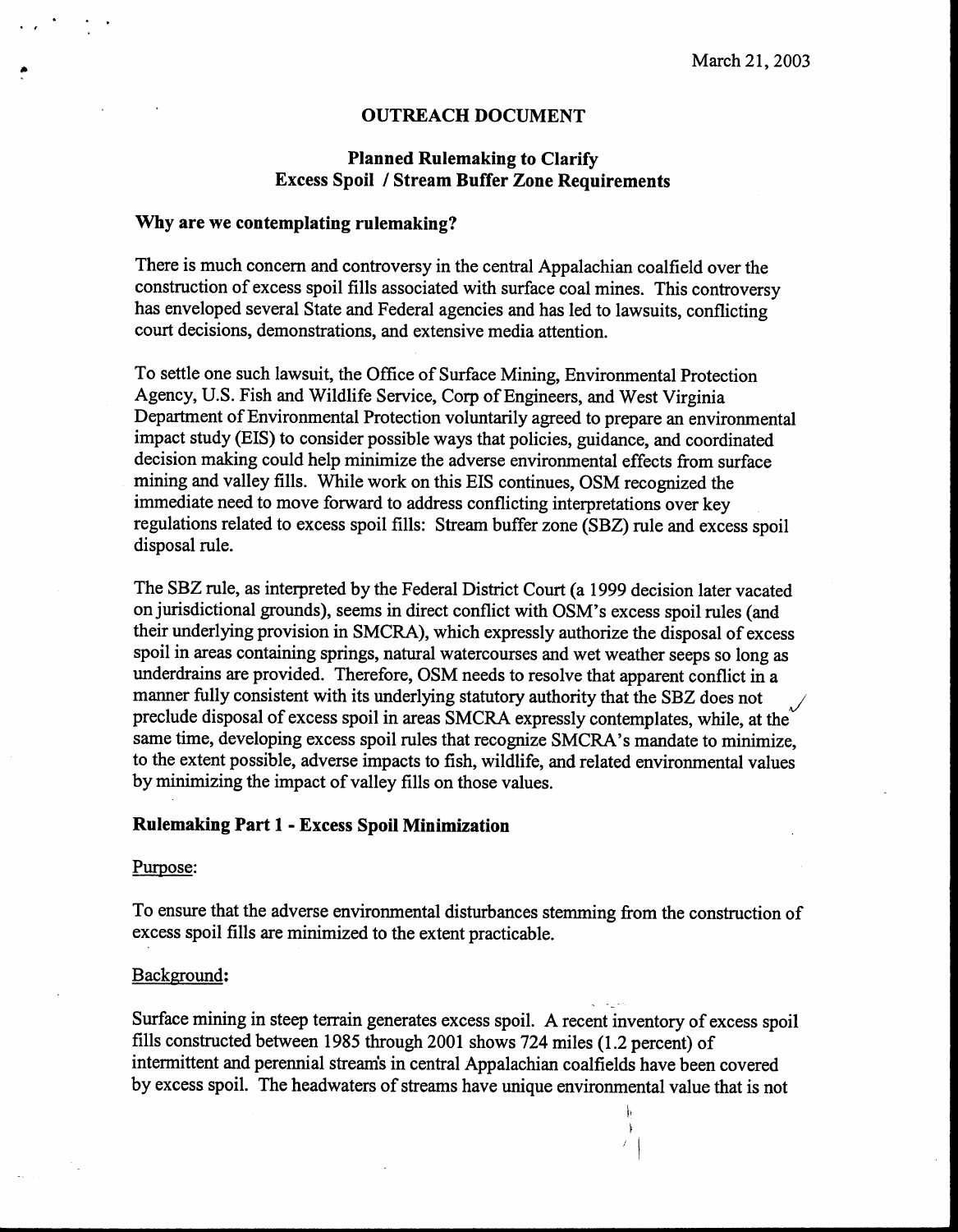March 21, 2003

**OUTREACH DOCUMENT**

**Planned Rulemaking to Clarify Excess Spoil / Stream Buffer Zone Requirements**

**Why are we contemplating rulemaking?**

There is much concern and controversy in the central Appalachian coalfield over the construction of excess spoil fills associated with surface coal mines. This controversy has enveloped several State and Federal agencies and has led to lawsuits, conflicting court decisions, demonstrations, and extensive media attention.

To settle one such lawsuit, the Office of Surface Mining, Environmental Protection Agency, U.S. Fish and Wildlife Service, Corp of Engineers, and West Virginia Department of Environmental Protection voluntarily agreed to prepare an environmental impact study (EIS) to consider possible ways that policies, guidance, and coordinated decision making could help minimize the adverse environmental effects from surface mining and valley fills. While work on this EIS continues, OSM recognized the immediate need to move forward to address conflicting interpretations over key regulations related to excess spoil fills: Stream buffer zone (SBZ) rule and excess spoil disposal rule.

The SBZ rule, as interpreted by the Federal District Court (a 1999 decision later vacated on jurisdictional grounds), seems in direct conflict with OSM's excess spoil rules (and their underlying provision in SMCRA), which expressly authorize the disposal of excess spoil in areas containing springs, natural watercourses and wet weather seeps so long as underdrains are provided. Therefore, OSM needs to resolve that apparent conflict in a manner fully consistent with its underlying statutory authority that the SBZ does not preclude disposal of excess spoil in areas SMCRA expressly contemplates, while, at the same time, developing excess spoil rules that recognize SMCRA's mandate to minimize, to the extent possible, adverse impacts to fish, wildlife, and related environmental values by minimizing the impact of valley fills on those values.

**Rulemaking Part 1 - Excess Spoil Minimization**

Purpose:

To ensure that the adverse environmental disturbances stemming from the construction of excess spoil fills are minimized to the extent practicable.

Background:

Surface mining in steep terrain generates excess spoil. A recent inventory of excess spoil fills constructed between 1985 through 2001 shows 724 miles (1.2 percent) of intermittent and perennial streams in central Appalachian coalfields have been covered by excess spoil. The headwaters of streams have unique environmental value that is not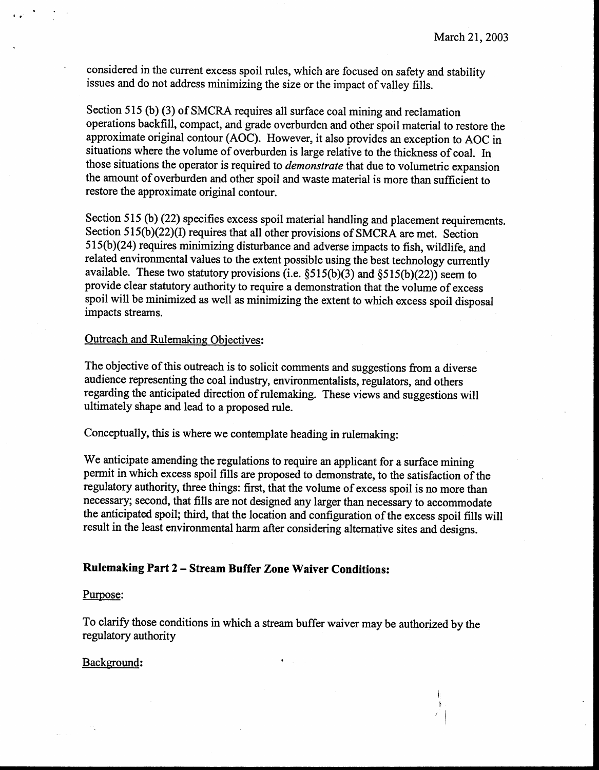considered in the current excess spoil rules, which are focused on safety and stability issues and do not address minimizing the size or the impact of valley fills.

Section 515 (b) (3) of SMCRA requires all surface coal mining and reclamation operations backfill, compact, and grade overburden and other spoil material to restore the approximate original contour (AOC). However, it also provides an exception to AOC in situations where the volume of overburden is large relative to the thickness of coal. In those situations the operator is required to *demonstrate* that due to volumetric expansion the amount of overburden and other spoil and waste material is more than sufficient to restore the approximate original contour.

Section 515 (b) (22) specifies excess spoil material handling and placement requirements. Section 515(b)(22)(I) requires that all other provisions of SMCRA are met. Section 515(b)(24) requires minimizing disturbance and adverse impacts to fish, wildlife, and related environmental values to the extent possible using the best technology currently available. These two statutory provisions (i.e. §515(b)(3) and §515(b)(22)) seem to provide clear statutory authority to require a demonstration that the volume of excess spoil will be minimized as well as minimizing the extent to which excess spoil disposal impacts streams.

Outreach and Rulemaking Objectives:

The objective of this outreach is to solicit comments and suggestions from a diverse audience representing the coal industry, environmentalists, regulators, and others regarding the anticipated direction of rulemaking. These views and suggestions will ultimately shape and lead to a proposed rule.

Conceptually, this is where we contemplate heading in rulemaking:

We anticipate amending the regulations to require an applicant for a surface mining permit in which excess spoil fills are proposed to demonstrate, to the satisfaction of the regulatory authority, three things: first, that the volume of excess spoil is no more than necessary; second, that fills are not designed any larger than necessary to accommodate the anticipated spoil; third, that the location and configuration of the excess spoil fills will result in the least environmental harm after considering alternative sites and designs.

**Rulemaking Part 2 – Stream Buffer Zone Waiver Conditions:**

Purpose:

To clarify those conditions in which a stream buffer waiver may be authorized by the regulatory authority

Background: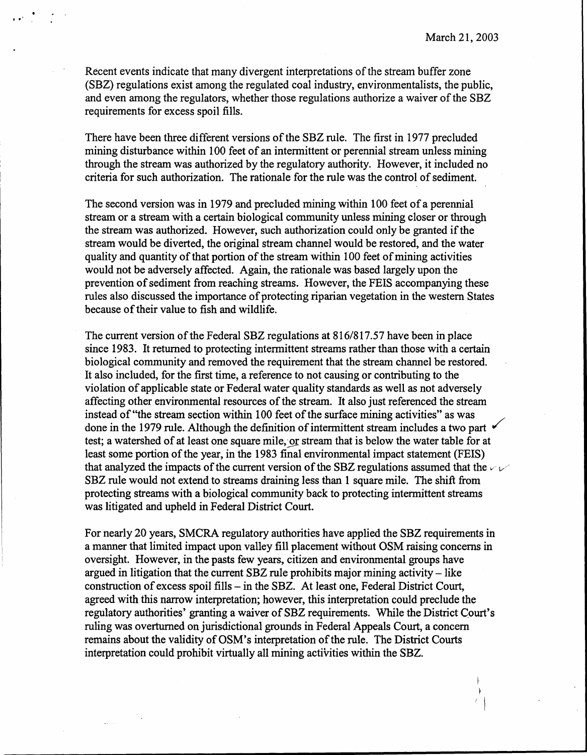March 21, 2003

Recent events indicate that many divergent interpretations of the stream buffer zone (SBZ) regulations exist among the regulated coal industry, environmentalists, the public, and even among the regulators, whether those regulations authorize a waiver of the SBZ requirements for excess spoil fills.

There have been three different versions of the SBZ rule. The first in 1977 precluded mining disturbance within 100 feet of an intermittent or perennial stream unless mining through the stream was authorized by the regulatory authority. However, it included no criteria for such authorization. The rationale for the rule was the control of sediment.

The second version was in 1979 and precluded mining within 100 feet of a perennial stream or a stream with a certain biological community unless mining closer or through the stream was authorized. However, such authorization could only be granted if the stream would be diverted, the original stream channel would be restored, and the water quality and quantity of that portion of the stream within 100 feet of mining activities would not be adversely affected. Again, the rationale was based largely upon the prevention of sediment from reaching streams. However, the FEIS accompanying these rules also discussed the importance of protecting riparian vegetation in the western States because of their value to fish and wildlife.

The current version of the Federal SBZ regulations at 816/817.57 have been in place since 1983. It returned to protecting intermittent streams rather than those with a certain biological community and removed the requirement that the stream channel be restored. It also included, for the first time, a reference to not causing or contributing to the violation of applicable state or Federal water quality standards as well as not adversely affecting other environmental resources of the stream. It also just referenced the stream instead of "the stream section within 100 feet of the surface mining activities" as was done in the 1979 rule. Although the definition of intermittent stream includes a two part test; a watershed of at least one square mile, or stream that is below the water table for at least some portion of the year, in the 1983 final environmental impact statement (FEIS) that analyzed the impacts of the current version of the SBZ regulations assumed that the SBZ rule would not extend to streams draining less than 1 square mile. The shift from protecting streams with a biological community back to protecting intermittent streams was litigated and upheld in Federal District Court.

For nearly 20 years, SMCRA regulatory authorities have applied the SBZ requirements in a manner that limited impact upon valley fill placement without OSM raising concerns in oversight. However, in the pasts few years, citizen and environmental groups have argued in litigation that the current SBZ rule prohibits major mining activity – like construction of excess spoil fills – in the SBZ. At least one, Federal District Court, agreed with this narrow interpretation; however, this interpretation could preclude the regulatory authorities' granting a waiver of SBZ requirements. While the District Court's ruling was overturned on jurisdictional grounds in Federal Appeals Court, a concern remains about the validity of OSM's interpretation of the rule. The District Courts interpretation could prohibit virtually all mining activities within the SBZ.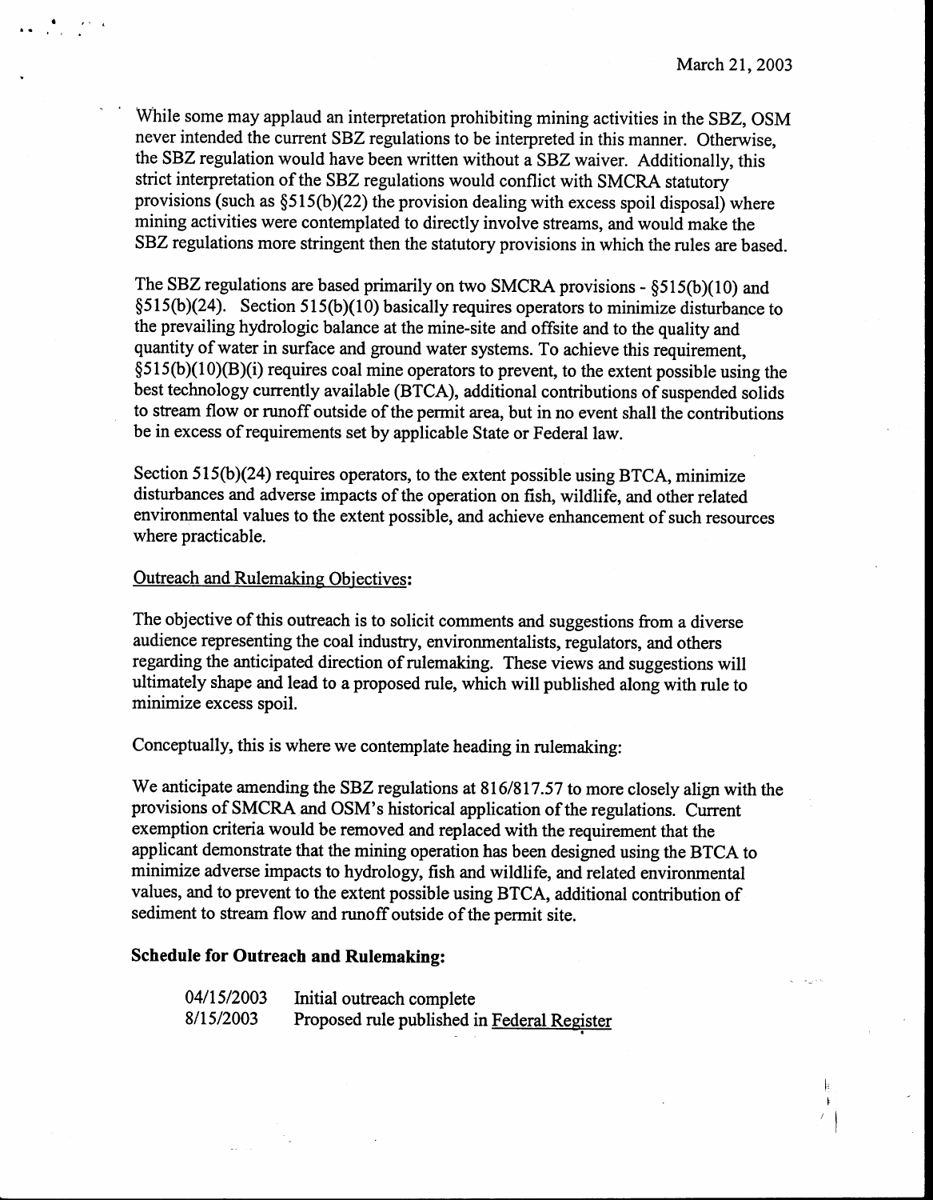March 21, 2003

While some may applaud an interpretation prohibiting mining activities in the SBZ, OSM never intended the current SBZ regulations to be interpreted in this manner. Otherwise, the SBZ regulation would have been written without a SBZ waiver. Additionally, this strict interpretation of the SBZ regulations would conflict with SMCRA statutory provisions (such as §515(b)(22) the provision dealing with excess spoil disposal) where mining activities were contemplated to directly involve streams, and would make the SBZ regulations more stringent then the statutory provisions in which the rules are based.

The SBZ regulations are based primarily on two SMCRA provisions - §515(b)(10) and §515(b)(24). Section 515(b)(10) basically requires operators to minimize disturbance to the prevailing hydrologic balance at the mine-site and offsite and to the quality and quantity of water in surface and ground water systems. To achieve this requirement, §515(b)(10)(B)(i) requires coal mine operators to prevent, to the extent possible using the best technology currently available (BTCA), additional contributions of suspended solids to stream flow or runoff outside of the permit area, but in no event shall the contributions be in excess of requirements set by applicable State or Federal law.

Section 515(b)(24) requires operators, to the extent possible using BTCA, minimize disturbances and adverse impacts of the operation on fish, wildlife, and other related environmental values to the extent possible, and achieve enhancement of such resources where practicable.

Outreach and Rulemaking Objectives:

The objective of this outreach is to solicit comments and suggestions from a diverse audience representing the coal industry, environmentalists, regulators, and others regarding the anticipated direction of rulemaking. These views and suggestions will ultimately shape and lead to a proposed rule, which will published along with rule to minimize excess spoil.

Conceptually, this is where we contemplate heading in rulemaking:

We anticipate amending the SBZ regulations at 816/817.57 to more closely align with the provisions of SMCRA and OSM's historical application of the regulations. Current exemption criteria would be removed and replaced with the requirement that the applicant demonstrate that the mining operation has been designed using the BTCA to minimize adverse impacts to hydrology, fish and wildlife, and related environmental values, and to prevent to the extent possible using BTCA, additional contribution of sediment to stream flow and runoff outside of the permit site.

**Schedule for Outreach and Rulemaking:**

| | |
|---|---|
| 04/15/2003 | Initial outreach complete |
| 8/15/2003 | Proposed rule published in Federal Register |